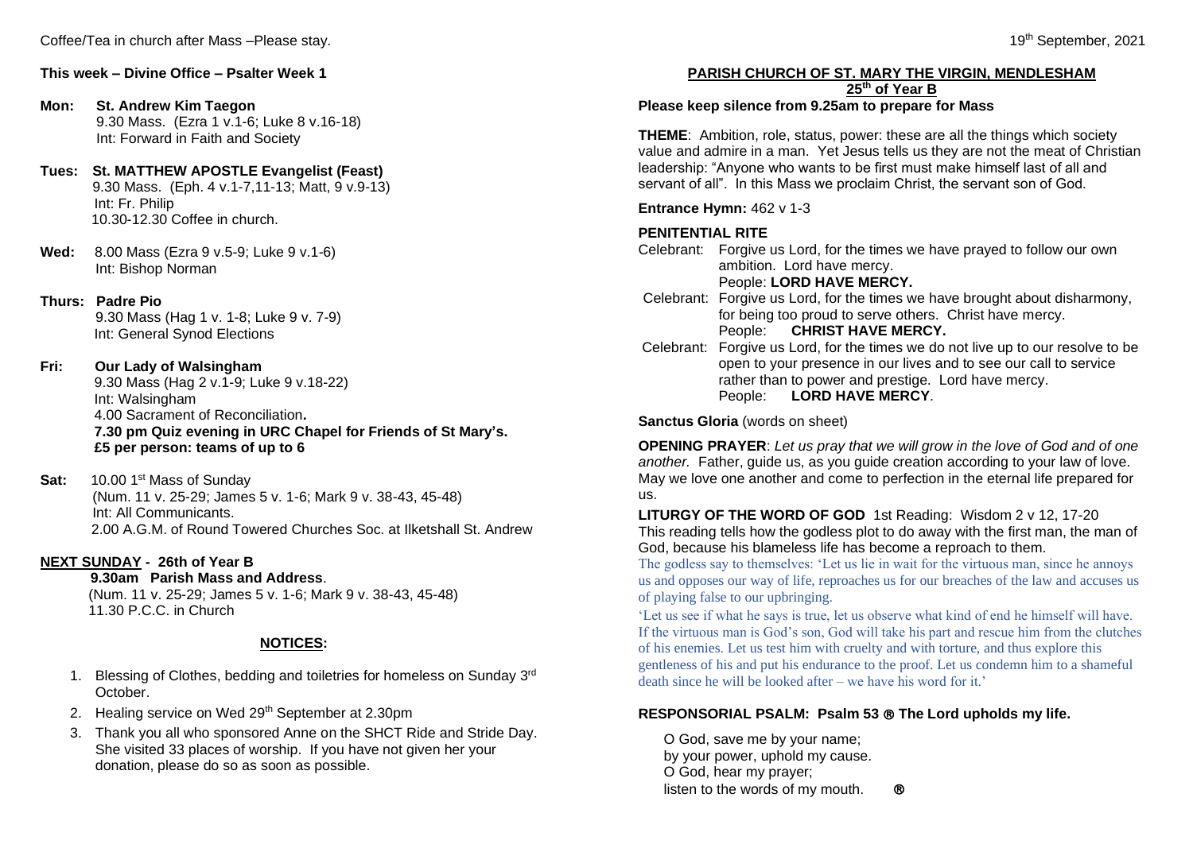Coffee/Tea in church after Mass –Please stay.

**This week – Divine Office – Psalter Week 1**

**Mon: St. Andrew Kim Taegon**
9.30 Mass. (Ezra 1 v.1-6; Luke 8 v.16-18)
Int: Forward in Faith and Society

**Tues: St. MATTHEW APOSTLE Evangelist (Feast)**
9.30 Mass. (Eph. 4 v.1-7,11-13; Matt, 9 v.9-13)
Int: Fr. Philip
10.30-12.30 Coffee in church.

**Wed:** 8.00 Mass (Ezra 9 v.5-9; Luke 9 v.1-6)
Int: Bishop Norman

**Thurs: Padre Pio**
9.30 Mass (Hag 1 v. 1-8; Luke 9 v. 7-9)
Int: General Synod Elections

**Fri: Our Lady of Walsingham**
9.30 Mass (Hag 2 v.1-9; Luke 9 v.18-22)
Int: Walsingham
4.00 Sacrament of Reconciliation**.**
**7.30 pm Quiz evening in URC Chapel for Friends of St Mary's.**
**£5 per person: teams of up to 6**

**Sat:** 10.00 1st Mass of Sunday
(Num. 11 v. 25-29; James 5 v. 1-6; Mark 9 v. 38-43, 45-48)
Int: All Communicants.
2.00 A.G.M. of Round Towered Churches Soc. at Ilketshall St. Andrew

**NEXT SUNDAY - 26th of Year B**
**9.30am Parish Mass and Address**.
(Num. 11 v. 25-29; James 5 v. 1-6; Mark 9 v. 38-43, 45-48)
11.30 P.C.C. in Church

**NOTICES:**

1. Blessing of Clothes, bedding and toiletries for homeless on Sunday 3rd October.
2. Healing service on Wed 29th September at 2.30pm
3. Thank you all who sponsored Anne on the SHCT Ride and Stride Day. She visited 33 places of worship. If you have not given her your donation, please do so as soon as possible.

19th September, 2021

**PARISH CHURCH OF ST. MARY THE VIRGIN, MENDLESHAM**
**25th of Year B**
**Please keep silence from 9.25am to prepare for Mass**

**THEME**: Ambition, role, status, power: these are all the things which society value and admire in a man. Yet Jesus tells us they are not the meat of Christian leadership: "Anyone who wants to be first must make himself last of all and servant of all". In this Mass we proclaim Christ, the servant son of God.

**Entrance Hymn:** 462 v 1-3

**PENITENTIAL RITE**

Celebrant: Forgive us Lord, for the times we have prayed to follow our own ambition. Lord have mercy.
People: **LORD HAVE MERCY.**

Celebrant: Forgive us Lord, for the times we have brought about disharmony, for being too proud to serve others. Christ have mercy.
People: **CHRIST HAVE MERCY.**

Celebrant: Forgive us Lord, for the times we do not live up to our resolve to be open to your presence in our lives and to see our call to service rather than to power and prestige. Lord have mercy.
People: **LORD HAVE MERCY**.

**Sanctus Gloria** (words on sheet)

**OPENING PRAYER**: *Let us pray that we will grow in the love of God and of one another.* Father, guide us, as you guide creation according to your law of love. May we love one another and come to perfection in the eternal life prepared for us.

**LITURGY OF THE WORD OF GOD** 1st Reading: Wisdom 2 v 12, 17-20
This reading tells how the godless plot to do away with the first man, the man of God, because his blameless life has become a reproach to them.

The godless say to themselves: 'Let us lie in wait for the virtuous man, since he annoys us and opposes our way of life, reproaches us for our breaches of the law and accuses us of playing false to our upbringing.

'Let us see if what he says is true, let us observe what kind of end he himself will have. If the virtuous man is God's son, God will take his part and rescue him from the clutches of his enemies. Let us test him with cruelty and with torture, and thus explore this gentleness of his and put his endurance to the proof. Let us condemn him to a shameful death since he will be looked after – we have his word for it.'

**RESPONSORIAL PSALM: Psalm 53 ℟ The Lord upholds my life.**

O God, save me by your name;
by your power, uphold my cause.
O God, hear my prayer;
listen to the words of my mouth. ℟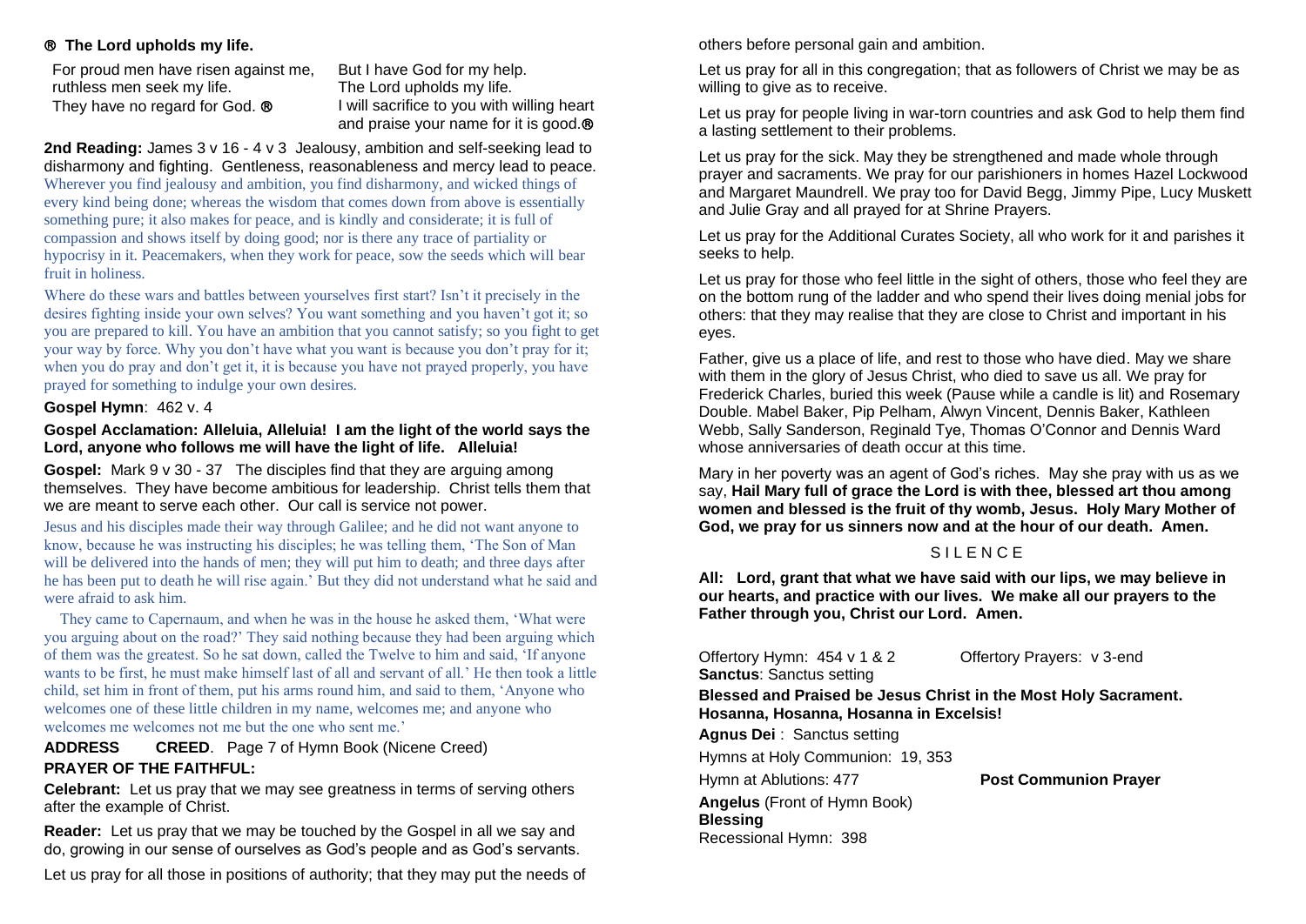**℟ The Lord upholds my life.**

For proud men have risen against me,
ruthless men seek my life.
They have no regard for God. ℟

But I have God for my help.
The Lord upholds my life.
I will sacrifice to you with willing heart
and praise your name for it is good.℟

**2nd Reading:** James 3 v 16 - 4 v 3 Jealousy, ambition and self-seeking lead to disharmony and fighting. Gentleness, reasonableness and mercy lead to peace.

Wherever you find jealousy and ambition, you find disharmony, and wicked things of every kind being done; whereas the wisdom that comes down from above is essentially something pure; it also makes for peace, and is kindly and considerate; it is full of compassion and shows itself by doing good; nor is there any trace of partiality or hypocrisy in it. Peacemakers, when they work for peace, sow the seeds which will bear fruit in holiness.

Where do these wars and battles between yourselves first start? Isn't it precisely in the desires fighting inside your own selves? You want something and you haven't got it; so you are prepared to kill. You have an ambition that you cannot satisfy; so you fight to get your way by force. Why you don't have what you want is because you don't pray for it; when you do pray and don't get it, it is because you have not prayed properly, you have prayed for something to indulge your own desires.

**Gospel Hymn**: 462 v. 4

**Gospel Acclamation: Alleluia, Alleluia! I am the light of the world says the Lord, anyone who follows me will have the light of life. Alleluia!**

**Gospel:** Mark 9 v 30 - 37 The disciples find that they are arguing among themselves. They have become ambitious for leadership. Christ tells them that we are meant to serve each other. Our call is service not power.

Jesus and his disciples made their way through Galilee; and he did not want anyone to know, because he was instructing his disciples; he was telling them, 'The Son of Man will be delivered into the hands of men; they will put him to death; and three days after he has been put to death he will rise again.' But they did not understand what he said and were afraid to ask him.

They came to Capernaum, and when he was in the house he asked them, 'What were you arguing about on the road?' They said nothing because they had been arguing which of them was the greatest. So he sat down, called the Twelve to him and said, 'If anyone wants to be first, he must make himself last of all and servant of all.' He then took a little child, set him in front of them, put his arms round him, and said to them, 'Anyone who welcomes one of these little children in my name, welcomes me; and anyone who welcomes me welcomes not me but the one who sent me.'

**ADDRESS** **CREED**. Page 7 of Hymn Book (Nicene Creed)

**PRAYER OF THE FAITHFUL:**

**Celebrant:** Let us pray that we may see greatness in terms of serving others after the example of Christ.

**Reader:** Let us pray that we may be touched by the Gospel in all we say and do, growing in our sense of ourselves as God's people and as God's servants.

Let us pray for all those in positions of authority; that they may put the needs of others before personal gain and ambition.

Let us pray for all in this congregation; that as followers of Christ we may be as willing to give as to receive.

Let us pray for people living in war-torn countries and ask God to help them find a lasting settlement to their problems.

Let us pray for the sick. May they be strengthened and made whole through prayer and sacraments. We pray for our parishioners in homes Hazel Lockwood and Margaret Maundrell. We pray too for David Begg, Jimmy Pipe, Lucy Muskett and Julie Gray and all prayed for at Shrine Prayers.

Let us pray for the Additional Curates Society, all who work for it and parishes it seeks to help.

Let us pray for those who feel little in the sight of others, those who feel they are on the bottom rung of the ladder and who spend their lives doing menial jobs for others: that they may realise that they are close to Christ and important in his eyes.

Father, give us a place of life, and rest to those who have died. May we share with them in the glory of Jesus Christ, who died to save us all. We pray for Frederick Charles, buried this week (Pause while a candle is lit) and Rosemary Double. Mabel Baker, Pip Pelham, Alwyn Vincent, Dennis Baker, Kathleen Webb, Sally Sanderson, Reginald Tye, Thomas O'Connor and Dennis Ward whose anniversaries of death occur at this time.

Mary in her poverty was an agent of God's riches. May she pray with us as we say, **Hail Mary full of grace the Lord is with thee, blessed art thou among women and blessed is the fruit of thy womb, Jesus. Holy Mary Mother of God, we pray for us sinners now and at the hour of our death. Amen.**

S I L E N C E

**All: Lord, grant that what we have said with our lips, we may believe in our hearts, and practice with our lives. We make all our prayers to the Father through you, Christ our Lord. Amen.**

Offertory Hymn: 454 v 1 & 2 Offertory Prayers: v 3-end

**Sanctus**: Sanctus setting

**Blessed and Praised be Jesus Christ in the Most Holy Sacrament. Hosanna, Hosanna, Hosanna in Excelsis!**

**Agnus Dei** : Sanctus setting

Hymns at Holy Communion: 19, 353

Hymn at Ablutions: 477 **Post Communion Prayer**

**Angelus** (Front of Hymn Book)

**Blessing**

Recessional Hymn: 398